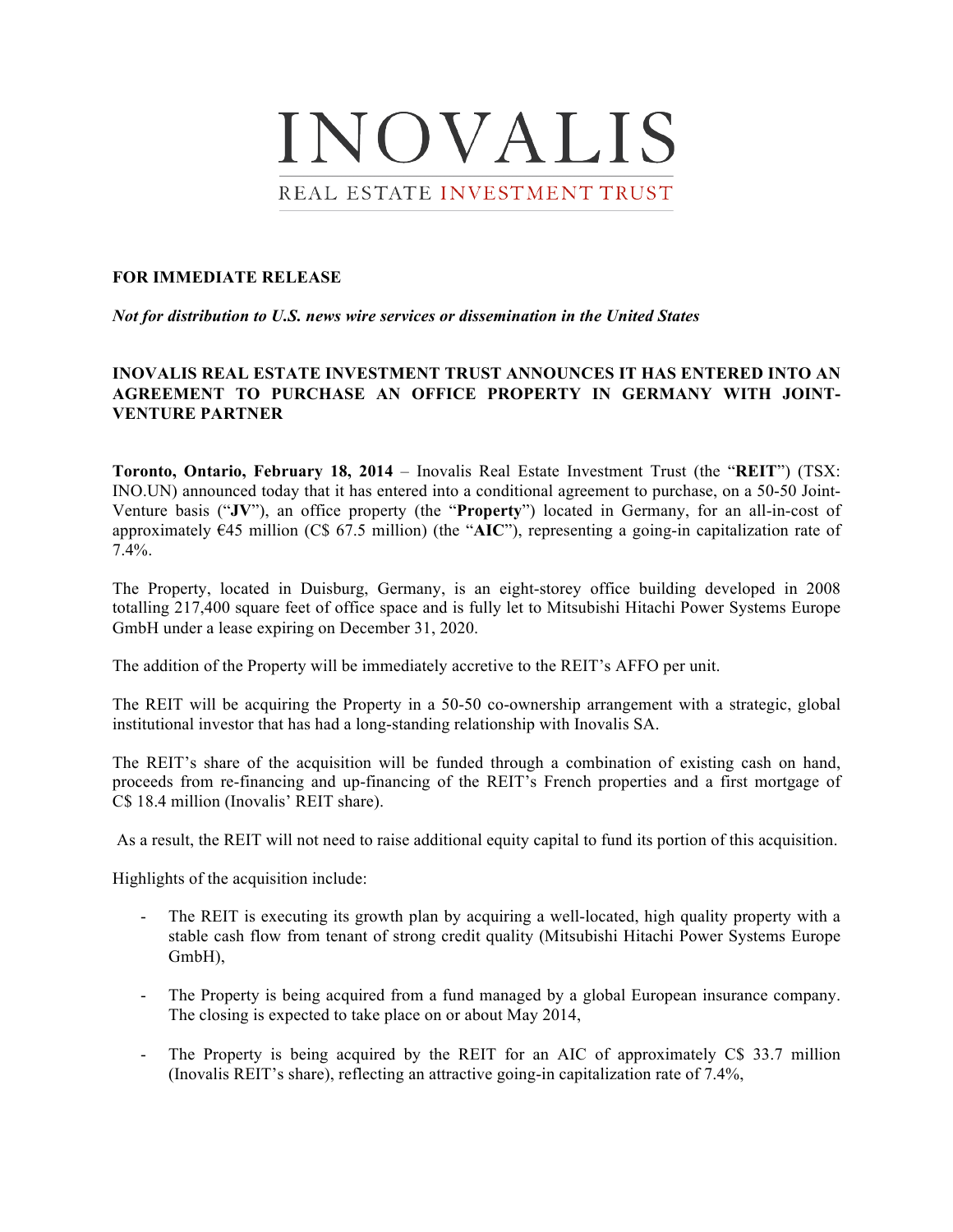# INOVALIS

REAL ESTATE INVESTMENT TRUST

**FOR IMMEDIATE RELEASE**

***Not for distribution to U.S. news wire services or dissemination in the United States***

## INOVALIS REAL ESTATE INVESTMENT TRUST ANNOUNCES IT HAS ENTERED INTO AN AGREEMENT TO PURCHASE AN OFFICE PROPERTY IN GERMANY WITH JOINT-VENTURE PARTNER

**Toronto, Ontario, February 18, 2014** – Inovalis Real Estate Investment Trust (the "**REIT**") (TSX: INO.UN) announced today that it has entered into a conditional agreement to purchase, on a 50-50 Joint-Venture basis ("**JV**"), an office property (the "**Property**") located in Germany, for an all-in-cost of approximately €45 million (C$ 67.5 million) (the "**AIC**"), representing a going-in capitalization rate of 7.4%.

The Property, located in Duisburg, Germany, is an eight-storey office building developed in 2008 totalling 217,400 square feet of office space and is fully let to Mitsubishi Hitachi Power Systems Europe GmbH under a lease expiring on December 31, 2020.

The addition of the Property will be immediately accretive to the REIT's AFFO per unit.

The REIT will be acquiring the Property in a 50-50 co-ownership arrangement with a strategic, global institutional investor that has had a long-standing relationship with Inovalis SA.

The REIT's share of the acquisition will be funded through a combination of existing cash on hand, proceeds from re-financing and up-financing of the REIT's French properties and a first mortgage of C$ 18.4 million (Inovalis' REIT share).

As a result, the REIT will not need to raise additional equity capital to fund its portion of this acquisition.

Highlights of the acquisition include:

- The REIT is executing its growth plan by acquiring a well-located, high quality property with a stable cash flow from tenant of strong credit quality (Mitsubishi Hitachi Power Systems Europe GmbH),
- The Property is being acquired from a fund managed by a global European insurance company. The closing is expected to take place on or about May 2014,
- The Property is being acquired by the REIT for an AIC of approximately C$ 33.7 million (Inovalis REIT's share), reflecting an attractive going-in capitalization rate of 7.4%,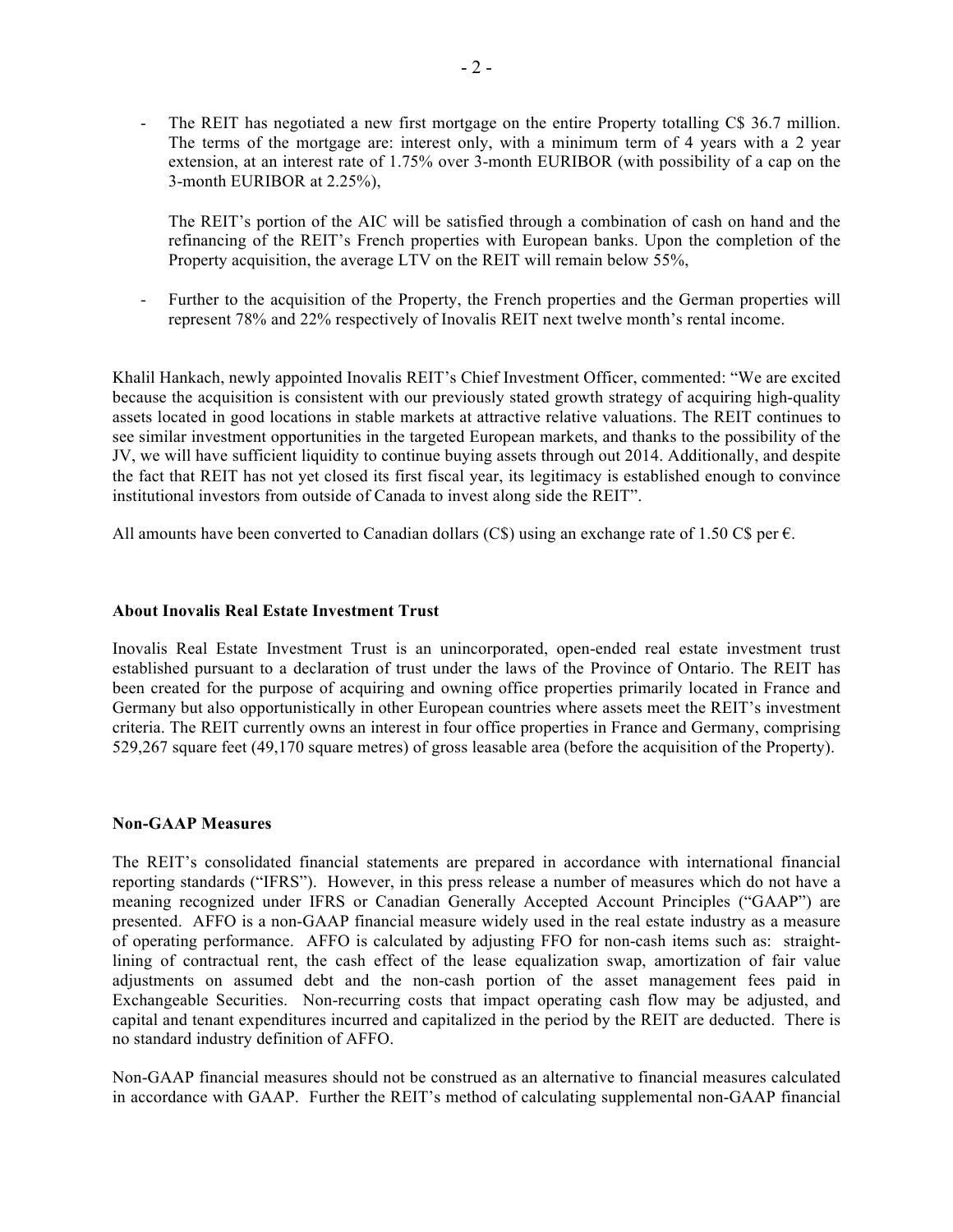- The REIT has negotiated a new first mortgage on the entire Property totalling C$ 36.7 million. The terms of the mortgage are: interest only, with a minimum term of 4 years with a 2 year extension, at an interest rate of 1.75% over 3-month EURIBOR (with possibility of a cap on the 3-month EURIBOR at 2.25%),

  The REIT's portion of the AIC will be satisfied through a combination of cash on hand and the refinancing of the REIT's French properties with European banks. Upon the completion of the Property acquisition, the average LTV on the REIT will remain below 55%,

- Further to the acquisition of the Property, the French properties and the German properties will represent 78% and 22% respectively of Inovalis REIT next twelve month's rental income.

Khalil Hankach, newly appointed Inovalis REIT's Chief Investment Officer, commented: "We are excited because the acquisition is consistent with our previously stated growth strategy of acquiring high-quality assets located in good locations in stable markets at attractive relative valuations. The REIT continues to see similar investment opportunities in the targeted European markets, and thanks to the possibility of the JV, we will have sufficient liquidity to continue buying assets through out 2014. Additionally, and despite the fact that REIT has not yet closed its first fiscal year, its legitimacy is established enough to convince institutional investors from outside of Canada to invest along side the REIT".

All amounts have been converted to Canadian dollars (C$) using an exchange rate of 1.50 C$ per €.

**About Inovalis Real Estate Investment Trust**

Inovalis Real Estate Investment Trust is an unincorporated, open-ended real estate investment trust established pursuant to a declaration of trust under the laws of the Province of Ontario. The REIT has been created for the purpose of acquiring and owning office properties primarily located in France and Germany but also opportunistically in other European countries where assets meet the REIT's investment criteria. The REIT currently owns an interest in four office properties in France and Germany, comprising 529,267 square feet (49,170 square metres) of gross leasable area (before the acquisition of the Property).

**Non-GAAP Measures**

The REIT's consolidated financial statements are prepared in accordance with international financial reporting standards ("IFRS"). However, in this press release a number of measures which do not have a meaning recognized under IFRS or Canadian Generally Accepted Account Principles ("GAAP") are presented. AFFO is a non-GAAP financial measure widely used in the real estate industry as a measure of operating performance. AFFO is calculated by adjusting FFO for non-cash items such as: straight-lining of contractual rent, the cash effect of the lease equalization swap, amortization of fair value adjustments on assumed debt and the non-cash portion of the asset management fees paid in Exchangeable Securities. Non-recurring costs that impact operating cash flow may be adjusted, and capital and tenant expenditures incurred and capitalized in the period by the REIT are deducted. There is no standard industry definition of AFFO.

Non-GAAP financial measures should not be construed as an alternative to financial measures calculated in accordance with GAAP. Further the REIT's method of calculating supplemental non-GAAP financial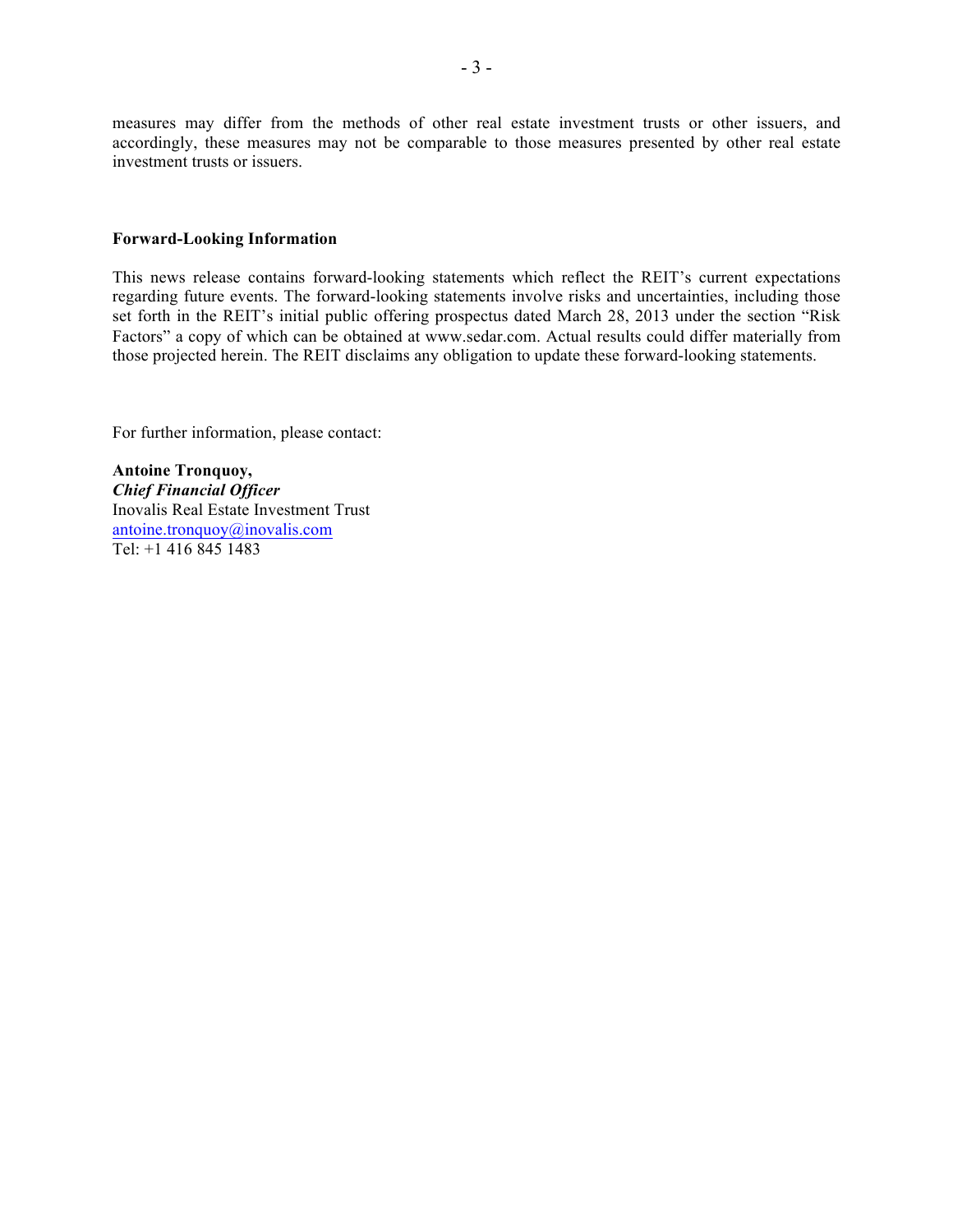measures may differ from the methods of other real estate investment trusts or other issuers, and accordingly, these measures may not be comparable to those measures presented by other real estate investment trusts or issuers.

**Forward-Looking Information**

This news release contains forward-looking statements which reflect the REIT's current expectations regarding future events. The forward-looking statements involve risks and uncertainties, including those set forth in the REIT's initial public offering prospectus dated March 28, 2013 under the section "Risk Factors" a copy of which can be obtained at www.sedar.com. Actual results could differ materially from those projected herein. The REIT disclaims any obligation to update these forward-looking statements.

For further information, please contact:

**Antoine Tronquoy,**
***Chief Financial Officer***
Inovalis Real Estate Investment Trust
antoine.tronquoy@inovalis.com
Tel: +1 416 845 1483